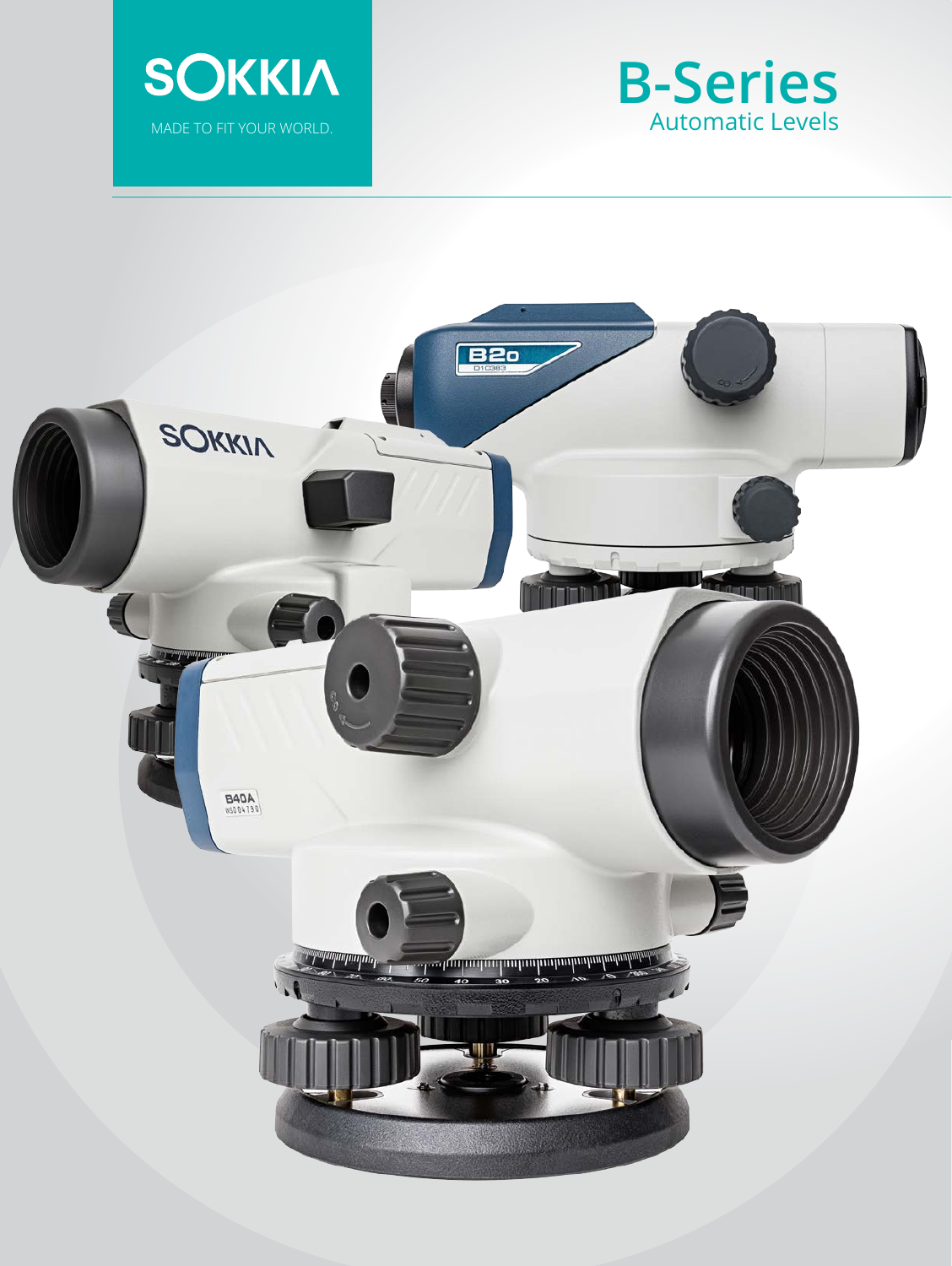SOKKIA

MADE TO FIT YOUR WORLD.

# B-Series

## Automatic Levels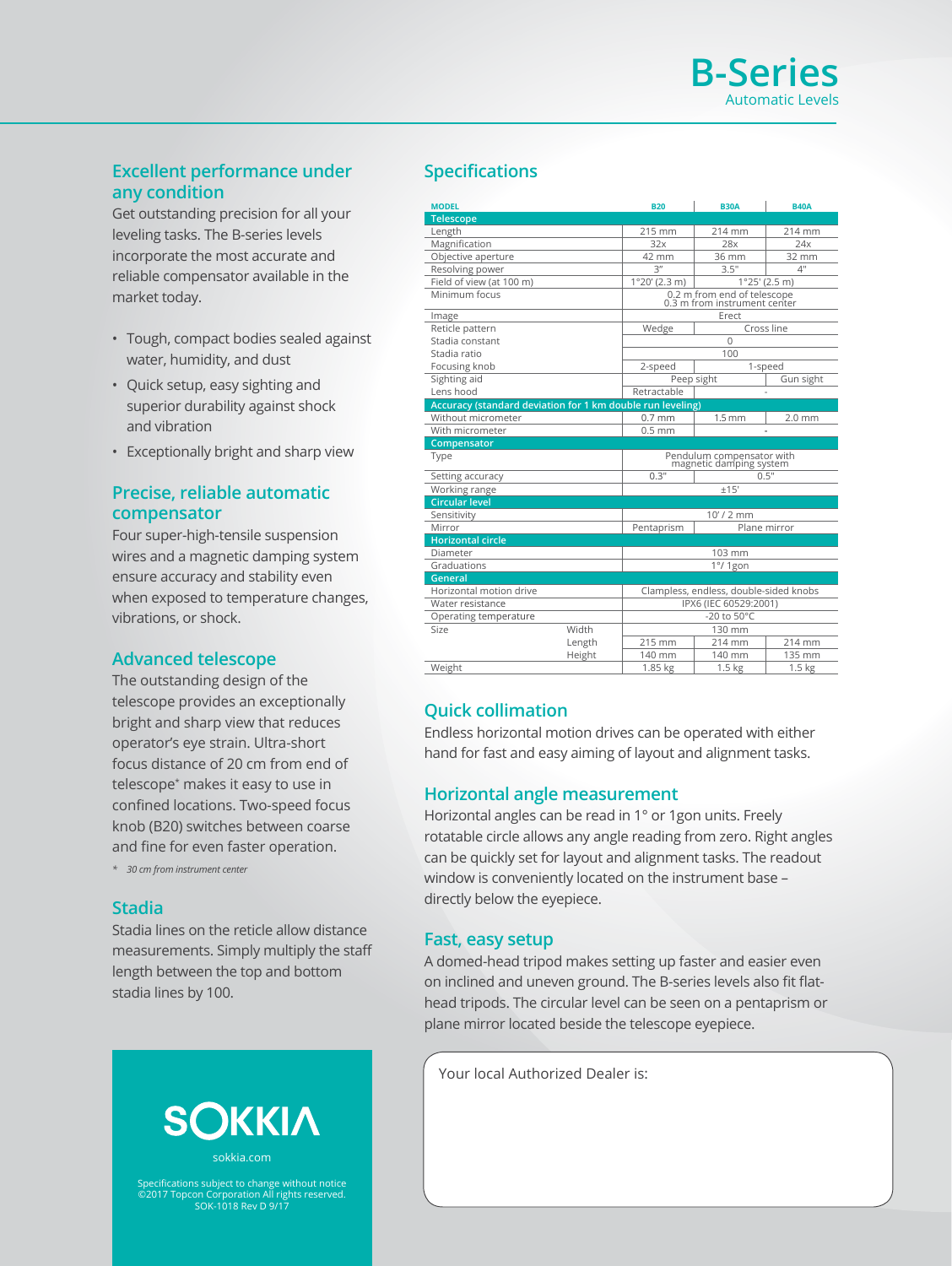# B-Series

Automatic Levels

## Excellent performance under any condition

Get outstanding precision for all your leveling tasks. The B-series levels incorporate the most accurate and reliable compensator available in the market today.

- Tough, compact bodies sealed against water, humidity, and dust
- Quick setup, easy sighting and superior durability against shock and vibration
- Exceptionally bright and sharp view

## Precise, reliable automatic compensator

Four super-high-tensile suspension wires and a magnetic damping system ensure accuracy and stability even when exposed to temperature changes, vibrations, or shock.

## Advanced telescope

The outstanding design of the telescope provides an exceptionally bright and sharp view that reduces operator's eye strain. Ultra-short focus distance of 20 cm from end of telescope* makes it easy to use in confined locations. Two-speed focus knob (B20) switches between coarse and fine for even faster operation.

*\* 30 cm from instrument center*

## Stadia

Stadia lines on the reticle allow distance measurements. Simply multiply the staff length between the top and bottom stadia lines by 100.

## Specifications

| MODEL | | B20 | B30A | B40A |
|---|---|---|---|---|
| **Telescope** | | | | |
| Length | | 215 mm | 214 mm | 214 mm |
| Magnification | | 32x | 28x | 24x |
| Objective aperture | | 42 mm | 36 mm | 32 mm |
| Resolving power | | 3" | 3.5" | 4" |
| Field of view (at 100 m) | | 1°20' (2.3 m) | 1°25' (2.5 m) | |
| Minimum focus | | 0.2 m from end of telescope 0.3 m from instrument center | | |
| Image | | Erect | | |
| Reticle pattern | | Wedge | Cross line | |
| Stadia constant | | 0 | | |
| Stadia ratio | | 100 | | |
| Focusing knob | | 2-speed | 1-speed | |
| Sighting aid | | Peep sight | | Gun sight |
| Lens hood | | Retractable | - | |
| **Accuracy (standard deviation for 1 km double run leveling)** | | | | |
| Without micrometer | | 0.7 mm | 1.5 mm | 2.0 mm |
| With micrometer | | 0.5 mm | - | |
| **Compensator** | | | | |
| Type | | Pendulum compensator with magnetic damping system | | |
| Setting accuracy | | 0.3" | 0.5" | |
| Working range | | ±15' | | |
| **Circular level** | | | | |
| Sensitivity | | 10' / 2 mm | | |
| Mirror | | Pentaprism | Plane mirror | |
| **Horizontal circle** | | | | |
| Diameter | | 103 mm | | |
| Graduations | | 1°/ 1gon | | |
| **General** | | | | |
| Horizontal motion drive | | Clampless, endless, double-sided knobs | | |
| Water resistance | | IPX6 (IEC 60529:2001) | | |
| Operating temperature | | -20 to 50°C | | |
| Size | Width | 130 mm | | |
| | Length | 215 mm | 214 mm | 214 mm |
| | Height | 140 mm | 140 mm | 135 mm |
| Weight | | 1.85 kg | 1.5 kg | 1.5 kg |

## Quick collimation

Endless horizontal motion drives can be operated with either hand for fast and easy aiming of layout and alignment tasks.

## Horizontal angle measurement

Horizontal angles can be read in 1° or 1gon units. Freely rotatable circle allows any angle reading from zero. Right angles can be quickly set for layout and alignment tasks. The readout window is conveniently located on the instrument base – directly below the eyepiece.

## Fast, easy setup

A domed-head tripod makes setting up faster and easier even on inclined and uneven ground. The B-series levels also fit flat-head tripods. The circular level can be seen on a pentaprism or plane mirror located beside the telescope eyepiece.

SOKKIA

sokkia.com

Specifications subject to change without notice
©2017 Topcon Corporation All rights reserved.
SOK-1018 Rev D 9/17

Your local Authorized Dealer is: